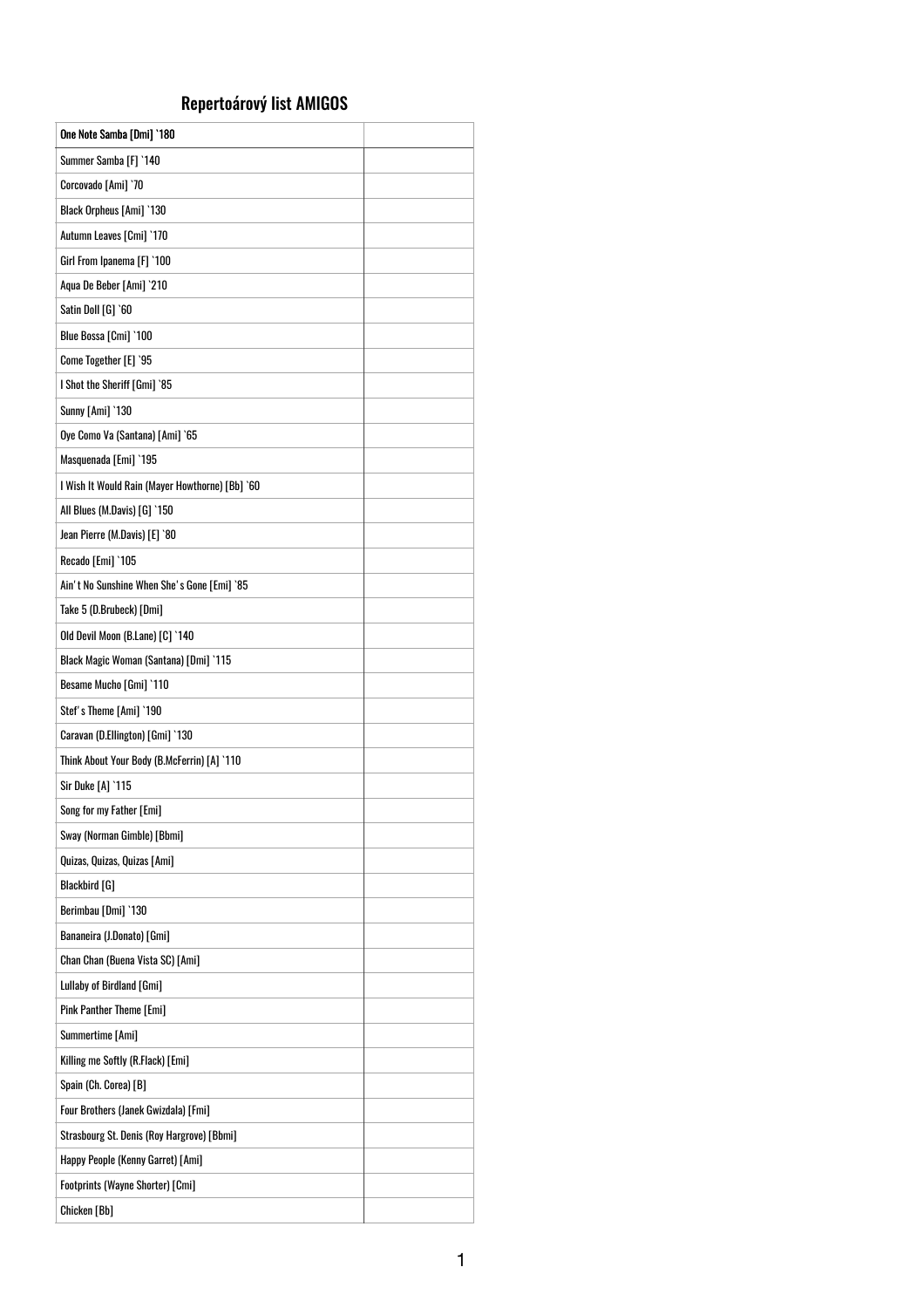# Repertoárový list AMIGOS

| One Note Samba [Dmi] `180 | |
|---|---|
| Summer Samba [F] `140 | |
| Corcovado [Ami] `70 | |
| Black Orpheus [Ami] `130 | |
| Autumn Leaves [Cmi] `170 | |
| Girl From Ipanema [F] `100 | |
| Aqua De Beber [Ami] `210 | |
| Satin Doll [G] `60 | |
| Blue Bossa [Cmi] `100 | |
| Come Together [E] `95 | |
| I Shot the Sheriff [Gmi] `85 | |
| Sunny [Ami] `130 | |
| Oye Como Va (Santana) [Ami] `65 | |
| Masquenada [Emi] `195 | |
| I Wish It Would Rain (Mayer Howthorne) [Bb] `60 | |
| All Blues (M.Davis) [G] `150 | |
| Jean Pierre (M.Davis) [E] `80 | |
| Recado [Emi] `105 | |
| Ain't No Sunshine When She's Gone [Emi] `85 | |
| Take 5 (D.Brubeck) [Dmi] | |
| Old Devil Moon (B.Lane) [C] `140 | |
| Black Magic Woman (Santana) [Dmi] `115 | |
| Besame Mucho [Gmi] `110 | |
| Stef's Theme [Ami] `190 | |
| Caravan (D.Ellington) [Gmi] `130 | |
| Think About Your Body (B.McFerrin) [A] `110 | |
| Sir Duke [A] `115 | |
| Song for my Father [Emi] | |
| Sway (Norman Gimble) [Bbmi] | |
| Quizas, Quizas, Quizas [Ami] | |
| Blackbird [G] | |
| Berimbau [Dmi] `130 | |
| Bananeira (J.Donato) [Gmi] | |
| Chan Chan (Buena Vista SC) [Ami] | |
| Lullaby of Birdland [Gmi] | |
| Pink Panther Theme [Emi] | |
| Summertime [Ami] | |
| Killing me Softly (R.Flack) [Emi] | |
| Spain (Ch. Corea) [B] | |
| Four Brothers (Janek Gwizdala) [Fmi] | |
| Strasbourg St. Denis (Roy Hargrove) [Bbmi] | |
| Happy People (Kenny Garret) [Ami] | |
| Footprints (Wayne Shorter) [Cmi] | |
| Chicken [Bb] | |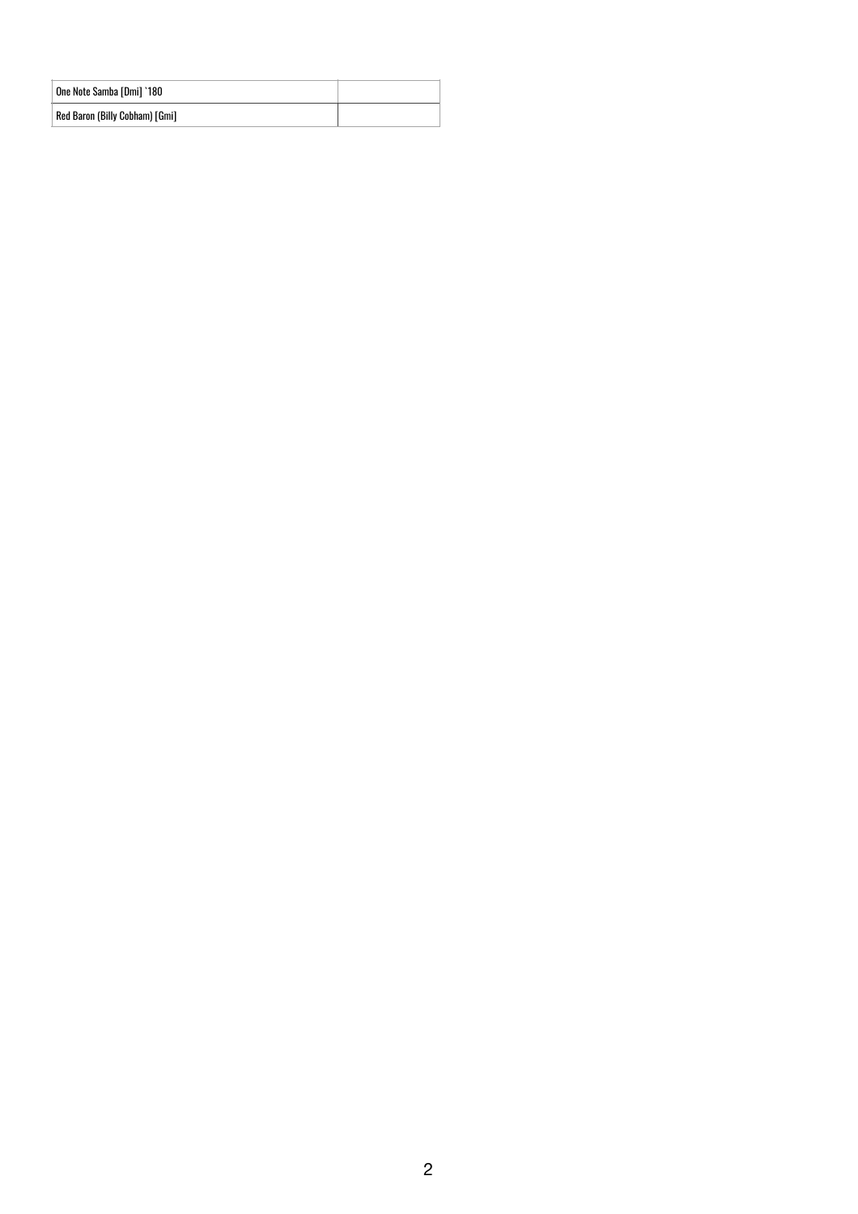| | |
|---|---|
| One Note Samba [Dmi] `180 | |
| Red Baron (Billy Cobham) [Gmi] | |